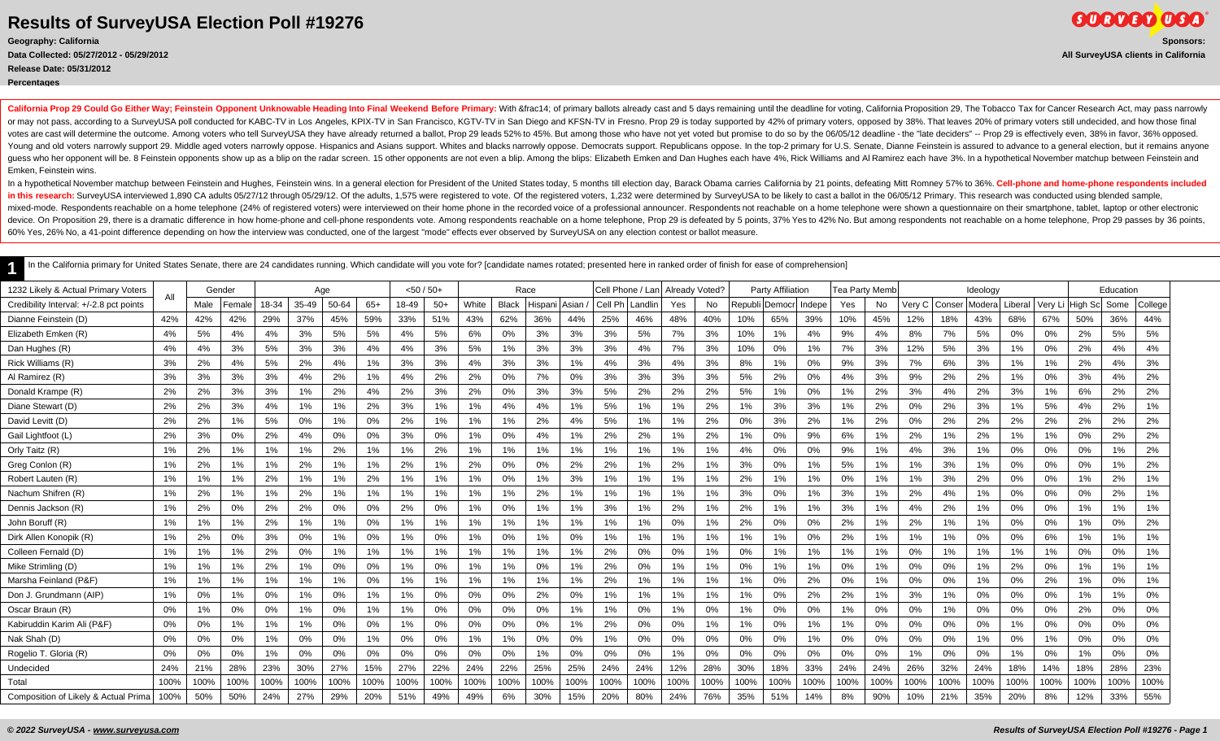# Results of SurveyUSA Election Poll #19276

**Geography: California**
**Data Collected: 05/27/2012 - 05/29/2012**
**Release Date: 05/31/2012**
**Percentages**

**Sponsors:**
**All SurveyUSA clients in California**

**California Prop 29 Could Go Either Way; Feinstein Opponent Unknowable Heading Into Final Weekend Before Primary:** With &frac14; of primary ballots already cast and 5 days remaining until the deadline for voting, California Proposition 29, The Tobacco Tax for Cancer Research Act, may pass narrowly or may not pass, according to a SurveyUSA poll conducted for KABC-TV in Los Angeles, KPIX-TV in San Francisco, KGTV-TV in San Diego and KFSN-TV in Fresno. Prop 29 is today supported by 42% of primary voters, opposed by 38%. That leaves 20% of primary voters still undecided, and how those final votes are cast will determine the outcome. Among voters who tell SurveyUSA they have already returned a ballot, Prop 29 leads 52% to 45%. But among those who have not yet voted but promise to do so by the 06/05/12 deadline - the "late deciders" -- Prop 29 is effectively even, 38% in favor, 36% opposed. Young and old voters narrowly support 29. Middle aged voters narrowly oppose. Hispanics and Asians support. Whites and blacks narrowly oppose. Democrats support. Republicans oppose. In the top-2 primary for U.S. Senate, Dianne Feinstein is assured to advance to a general election, but it remains anyone guess who her opponent will be. 8 Feinstein opponents show up as a blip on the radar screen. 15 other opponents are not even a blip. Among the blips: Elizabeth Emken and Dan Hughes each have 4%, Rick Williams and Al Ramirez each have 3%. In a hypothetical November matchup between Feinstein and Emken, Feinstein wins.

In a hypothetical November matchup between Feinstein and Hughes, Feinstein wins. In a general election for President of the United States today, 5 months till election day, Barack Obama carries California by 21 points, defeating Mitt Romney 57% to 36%. **Cell-phone and home-phone respondents included in this research:** SurveyUSA interviewed 1,890 CA adults 05/27/12 through 05/29/12. Of the adults, 1,575 were registered to vote. Of the registered voters, 1,232 were determined by SurveyUSA to be likely to cast a ballot in the 06/05/12 Primary. This research was conducted using blended sample, mixed-mode. Respondents reachable on a home telephone (24% of registered voters) were interviewed on their home phone in the recorded voice of a professional announcer. Respondents not reachable on a home telephone were shown a questionnaire on their smartphone, tablet, laptop or other electronic device. On Proposition 29, there is a dramatic difference in how home-phone and cell-phone respondents vote. Among respondents reachable on a home telephone, Prop 29 is defeated by 5 points, 37% Yes to 42% No. But among respondents not reachable on a home telephone, Prop 29 passes by 36 points, 60% Yes, 26% No, a 41-point difference depending on how the interview was conducted, one of the largest "mode" effects ever observed by SurveyUSA on any election contest or ballot measure.

## 1

In the California primary for United States Senate, there are 24 candidates running. Which candidate will you vote for? [candidate names rotated; presented here in ranked order of finish for ease of comprehension]

| 1232 Likely & Actual Primary Voters | All | Gender | | Age | | | | <50 / 50+ | | Race | | | | Cell Phone / Lan | | Already Voted? | | Party Affiliation | | | Tea Party Memb | | Ideology | | | | | Education | | |
|---|---|---|---|---|---|---|---|---|---|---|---|---|---|---|---|---|---|---|---|---|---|---|---|---|---|---|---|---|---|---|
| Credibility Interval: +/-2.8 pct points | | Male | Female | 18-34 | 35-49 | 50-64 | 65+ | 18-49 | 50+ | White | Black | Hispani | Asian / | Cell Ph | Landlin | Yes | No | Republi | Democr | Indepe | Yes | No | Very C | Conser | Modera | Liberal | Very Li | High Sc | Some | College |
| Dianne Feinstein (D) | 42% | 42% | 42% | 29% | 37% | 45% | 59% | 33% | 51% | 43% | 62% | 36% | 44% | 25% | 46% | 48% | 40% | 10% | 65% | 39% | 10% | 45% | 12% | 18% | 43% | 68% | 67% | 50% | 36% | 44% |
| Elizabeth Emken (R) | 4% | 5% | 4% | 4% | 3% | 5% | 5% | 4% | 5% | 6% | 0% | 3% | 3% | 3% | 5% | 7% | 3% | 10% | 1% | 4% | 9% | 4% | 8% | 7% | 5% | 0% | 0% | 2% | 5% | 5% |
| Dan Hughes (R) | 4% | 4% | 3% | 5% | 3% | 3% | 4% | 4% | 3% | 5% | 1% | 3% | 3% | 3% | 4% | 7% | 3% | 10% | 0% | 1% | 7% | 3% | 12% | 5% | 3% | 1% | 0% | 2% | 4% | 4% |
| Rick Williams (R) | 3% | 2% | 4% | 5% | 2% | 4% | 1% | 3% | 3% | 4% | 3% | 3% | 1% | 4% | 3% | 4% | 3% | 8% | 1% | 0% | 9% | 3% | 7% | 6% | 3% | 1% | 1% | 2% | 4% | 3% |
| Al Ramirez (R) | 3% | 3% | 3% | 3% | 4% | 2% | 1% | 4% | 2% | 2% | 0% | 7% | 0% | 3% | 3% | 3% | 3% | 5% | 2% | 0% | 4% | 3% | 9% | 2% | 2% | 1% | 0% | 3% | 4% | 2% |
| Donald Krampe (R) | 2% | 2% | 3% | 3% | 1% | 2% | 4% | 2% | 3% | 2% | 0% | 3% | 3% | 5% | 2% | 2% | 2% | 5% | 1% | 0% | 1% | 2% | 3% | 4% | 2% | 3% | 1% | 6% | 2% | 2% |
| Diane Stewart (D) | 2% | 2% | 3% | 4% | 1% | 1% | 2% | 3% | 1% | 1% | 4% | 4% | 1% | 5% | 1% | 1% | 2% | 1% | 3% | 3% | 1% | 2% | 0% | 2% | 3% | 1% | 5% | 4% | 2% | 1% |
| David Levitt (D) | 2% | 2% | 1% | 5% | 0% | 1% | 0% | 2% | 1% | 1% | 1% | 2% | 4% | 5% | 1% | 1% | 2% | 0% | 3% | 2% | 1% | 2% | 0% | 2% | 2% | 2% | 2% | 2% | 2% | 2% |
| Gail Lightfoot (L) | 2% | 3% | 0% | 2% | 4% | 0% | 0% | 3% | 0% | 1% | 0% | 4% | 1% | 2% | 2% | 1% | 2% | 1% | 0% | 9% | 6% | 1% | 2% | 1% | 2% | 1% | 1% | 0% | 2% | 2% |
| Orly Taitz (R) | 1% | 2% | 1% | 1% | 1% | 2% | 1% | 1% | 2% | 1% | 1% | 1% | 1% | 1% | 1% | 1% | 1% | 4% | 0% | 0% | 9% | 1% | 4% | 3% | 1% | 0% | 0% | 0% | 1% | 2% |
| Greg Conlon (R) | 1% | 2% | 1% | 1% | 2% | 1% | 1% | 2% | 1% | 2% | 0% | 0% | 2% | 2% | 1% | 2% | 1% | 3% | 0% | 1% | 5% | 1% | 1% | 3% | 1% | 0% | 0% | 0% | 1% | 2% |
| Robert Lauten (R) | 1% | 1% | 1% | 2% | 1% | 1% | 2% | 1% | 1% | 1% | 0% | 1% | 3% | 1% | 1% | 1% | 1% | 2% | 1% | 1% | 0% | 1% | 1% | 3% | 2% | 0% | 0% | 1% | 2% | 1% |
| Nachum Shifren (R) | 1% | 2% | 1% | 1% | 2% | 1% | 1% | 1% | 1% | 1% | 1% | 2% | 1% | 1% | 1% | 1% | 1% | 3% | 0% | 1% | 3% | 1% | 2% | 4% | 1% | 0% | 0% | 0% | 2% | 1% |
| Dennis Jackson (R) | 1% | 2% | 0% | 2% | 2% | 0% | 0% | 2% | 0% | 1% | 0% | 1% | 1% | 3% | 1% | 2% | 1% | 2% | 1% | 1% | 3% | 1% | 4% | 2% | 1% | 0% | 0% | 1% | 1% | 1% |
| John Boruff (R) | 1% | 1% | 1% | 2% | 1% | 1% | 0% | 1% | 1% | 1% | 1% | 1% | 1% | 1% | 1% | 0% | 1% | 2% | 0% | 0% | 2% | 1% | 2% | 1% | 1% | 0% | 0% | 1% | 0% | 2% |
| Dirk Allen Konopik (R) | 1% | 2% | 0% | 3% | 0% | 1% | 0% | 1% | 0% | 1% | 0% | 1% | 0% | 1% | 1% | 1% | 1% | 1% | 1% | 0% | 2% | 1% | 1% | 1% | 0% | 0% | 6% | 1% | 1% | 1% |
| Colleen Fernald (D) | 1% | 1% | 1% | 2% | 0% | 1% | 1% | 1% | 1% | 1% | 1% | 1% | 1% | 2% | 0% | 0% | 1% | 0% | 1% | 1% | 1% | 1% | 0% | 1% | 1% | 1% | 1% | 0% | 0% | 1% |
| Mike Strimling (D) | 1% | 1% | 1% | 2% | 1% | 0% | 0% | 1% | 0% | 1% | 1% | 0% | 1% | 2% | 0% | 1% | 1% | 0% | 1% | 1% | 0% | 1% | 0% | 0% | 1% | 2% | 0% | 1% | 1% | 1% |
| Marsha Feinland (P&F) | 1% | 1% | 1% | 1% | 1% | 1% | 0% | 1% | 1% | 1% | 1% | 1% | 1% | 2% | 1% | 1% | 1% | 1% | 0% | 2% | 0% | 1% | 0% | 0% | 1% | 0% | 2% | 1% | 0% | 1% |
| Don J. Grundmann (AIP) | 1% | 0% | 1% | 0% | 1% | 0% | 1% | 1% | 0% | 0% | 0% | 2% | 0% | 1% | 1% | 1% | 1% | 1% | 0% | 2% | 2% | 1% | 3% | 1% | 0% | 0% | 0% | 1% | 1% | 0% |
| Oscar Braun (R) | 0% | 1% | 0% | 0% | 1% | 0% | 1% | 1% | 0% | 0% | 0% | 0% | 1% | 1% | 0% | 1% | 0% | 1% | 0% | 0% | 1% | 0% | 0% | 1% | 0% | 0% | 0% | 2% | 0% | 0% |
| Kabiruddin Karim Ali (P&F) | 0% | 0% | 1% | 1% | 1% | 0% | 0% | 1% | 0% | 0% | 0% | 0% | 1% | 2% | 0% | 0% | 1% | 1% | 0% | 1% | 1% | 0% | 0% | 0% | 0% | 1% | 0% | 0% | 0% | 0% |
| Nak Shah (D) | 0% | 0% | 0% | 1% | 0% | 0% | 1% | 0% | 0% | 1% | 1% | 0% | 0% | 1% | 0% | 0% | 0% | 0% | 0% | 1% | 0% | 0% | 0% | 0% | 1% | 0% | 1% | 0% | 0% | 0% |
| Rogelio T. Gloria (R) | 0% | 0% | 0% | 1% | 0% | 0% | 0% | 0% | 0% | 0% | 0% | 1% | 0% | 0% | 0% | 1% | 0% | 0% | 0% | 0% | 0% | 0% | 1% | 0% | 0% | 1% | 0% | 1% | 0% | 0% |
| Undecided | 24% | 21% | 28% | 23% | 30% | 27% | 15% | 27% | 22% | 24% | 22% | 25% | 25% | 24% | 24% | 12% | 28% | 30% | 18% | 33% | 24% | 24% | 26% | 32% | 24% | 18% | 14% | 18% | 28% | 23% |
| Total | 100% | 100% | 100% | 100% | 100% | 100% | 100% | 100% | 100% | 100% | 100% | 100% | 100% | 100% | 100% | 100% | 100% | 100% | 100% | 100% | 100% | 100% | 100% | 100% | 100% | 100% | 100% | 100% | 100% | 100% |
| Composition of Likely & Actual Prima | 100% | 50% | 50% | 24% | 27% | 29% | 20% | 51% | 49% | 49% | 6% | 30% | 15% | 20% | 80% | 24% | 76% | 35% | 51% | 14% | 8% | 90% | 10% | 21% | 35% | 20% | 8% | 12% | 33% | 55% |

*© 2022 SurveyUSA - www.surveyusa.com*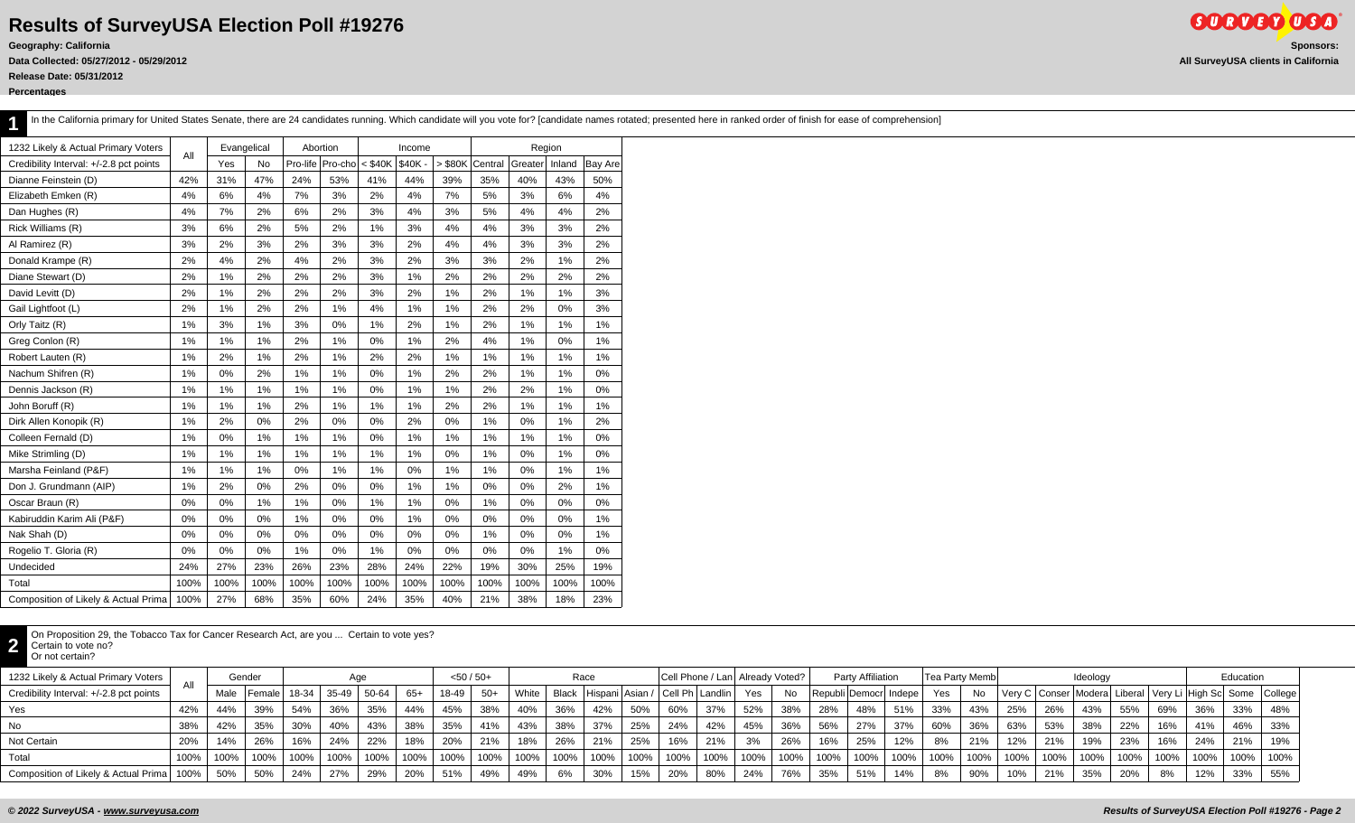# Results of SurveyUSA Election Poll #19276

**Geography: California**
**Data Collected: 05/27/2012 - 05/29/2012**
**Release Date: 05/31/2012**
**Percentages**

**Sponsors:**
**All SurveyUSA clients in California**

**1** In the California primary for United States Senate, there are 24 candidates running. Which candidate will you vote for? [candidate names rotated; presented here in ranked order of finish for ease of comprehension]

| 1232 Likely & Actual Primary Voters | All | Evangelical | | Abortion | | Income | | | Region | | | |
|---|---|---|---|---|---|---|---|---|---|---|---|---|
| Credibility Interval: +/-2.8 pct points | | Yes | No | Pro-life | Pro-cho | < $40K | $40K - | > $80K | Central | Greater | Inland | Bay Are |
| Dianne Feinstein (D) | 42% | 31% | 47% | 24% | 53% | 41% | 44% | 39% | 35% | 40% | 43% | 50% |
| Elizabeth Emken (R) | 4% | 6% | 4% | 7% | 3% | 2% | 4% | 7% | 5% | 3% | 6% | 4% |
| Dan Hughes (R) | 4% | 7% | 2% | 6% | 2% | 3% | 4% | 3% | 5% | 4% | 4% | 2% |
| Rick Williams (R) | 3% | 6% | 2% | 5% | 2% | 1% | 3% | 4% | 4% | 3% | 3% | 2% |
| Al Ramirez (R) | 3% | 2% | 3% | 2% | 3% | 3% | 2% | 4% | 4% | 3% | 3% | 2% |
| Donald Krampe (R) | 2% | 4% | 2% | 4% | 2% | 3% | 2% | 3% | 3% | 2% | 1% | 2% |
| Diane Stewart (D) | 2% | 1% | 2% | 2% | 2% | 3% | 1% | 2% | 2% | 2% | 2% | 2% |
| David Levitt (D) | 2% | 1% | 2% | 2% | 2% | 3% | 2% | 1% | 2% | 1% | 1% | 3% |
| Gail Lightfoot (L) | 2% | 1% | 2% | 2% | 1% | 4% | 1% | 1% | 2% | 2% | 0% | 3% |
| Orly Taitz (R) | 1% | 3% | 1% | 3% | 0% | 1% | 2% | 1% | 2% | 1% | 1% | 1% |
| Greg Conlon (R) | 1% | 1% | 1% | 2% | 1% | 0% | 1% | 2% | 4% | 1% | 0% | 1% |
| Robert Lauten (R) | 1% | 2% | 1% | 2% | 1% | 2% | 2% | 1% | 1% | 1% | 1% | 1% |
| Nachum Shifren (R) | 1% | 0% | 2% | 1% | 1% | 0% | 1% | 2% | 2% | 1% | 1% | 0% |
| Dennis Jackson (R) | 1% | 1% | 1% | 1% | 1% | 0% | 1% | 1% | 2% | 2% | 1% | 0% |
| John Boruff (R) | 1% | 1% | 1% | 2% | 1% | 1% | 1% | 2% | 2% | 1% | 1% | 1% |
| Dirk Allen Konopik (R) | 1% | 2% | 0% | 2% | 0% | 0% | 2% | 0% | 1% | 0% | 1% | 2% |
| Colleen Fernald (D) | 1% | 0% | 1% | 1% | 1% | 0% | 1% | 1% | 1% | 1% | 1% | 0% |
| Mike Strimling (D) | 1% | 1% | 1% | 1% | 1% | 1% | 1% | 0% | 1% | 0% | 1% | 0% |
| Marsha Feinland (P&F) | 1% | 1% | 1% | 0% | 1% | 1% | 0% | 1% | 1% | 0% | 1% | 1% |
| Don J. Grundmann (AIP) | 1% | 2% | 0% | 2% | 0% | 0% | 1% | 1% | 0% | 0% | 2% | 1% |
| Oscar Braun (R) | 0% | 0% | 1% | 1% | 0% | 1% | 1% | 0% | 1% | 0% | 0% | 0% |
| Kabiruddin Karim Ali (P&F) | 0% | 0% | 0% | 1% | 0% | 0% | 1% | 0% | 0% | 0% | 0% | 1% |
| Nak Shah (D) | 0% | 0% | 0% | 0% | 0% | 0% | 0% | 0% | 1% | 0% | 0% | 1% |
| Rogelio T. Gloria (R) | 0% | 0% | 0% | 1% | 0% | 1% | 0% | 0% | 0% | 0% | 1% | 0% |
| Undecided | 24% | 27% | 23% | 26% | 23% | 28% | 24% | 22% | 19% | 30% | 25% | 19% |
| Total | 100% | 100% | 100% | 100% | 100% | 100% | 100% | 100% | 100% | 100% | 100% | 100% |
| Composition of Likely & Actual Prima | 100% | 27% | 68% | 35% | 60% | 24% | 35% | 40% | 21% | 38% | 18% | 23% |

**2** On Proposition 29, the Tobacco Tax for Cancer Research Act, are you ... Certain to vote yes? Certain to vote no? Or not certain?

| 1232 Likely & Actual Primary Voters | All | Gender | | Age | | | | <50 / 50+ | | Race | | | | Cell Phone / Lan | | Already Voted? | | Party Affiliation | | | Tea Party Memb | | Ideology | | | | | Education | | |
|---|---|---|---|---|---|---|---|---|---|---|---|---|---|---|---|---|---|---|---|---|---|---|---|---|---|---|---|---|---|---|
| Credibility Interval: +/-2.8 pct points | | Male | Female | 18-34 | 35-49 | 50-64 | 65+ | 18-49 | 50+ | White | Black | Hispani | Asian / | Cell Ph | Landlin | Yes | No | Republi | Democr | Indepe | Yes | No | Very C | Conser | Modera | Liberal | Very Li | High Sc | Some | College |
| Yes | 42% | 44% | 39% | 54% | 36% | 35% | 44% | 45% | 38% | 40% | 36% | 42% | 50% | 60% | 37% | 52% | 38% | 28% | 48% | 51% | 33% | 43% | 25% | 26% | 43% | 55% | 69% | 36% | 33% | 48% |
| No | 38% | 42% | 35% | 30% | 40% | 43% | 38% | 35% | 41% | 43% | 38% | 37% | 25% | 24% | 42% | 45% | 36% | 56% | 27% | 37% | 60% | 36% | 63% | 53% | 38% | 22% | 16% | 41% | 46% | 33% |
| Not Certain | 20% | 14% | 26% | 16% | 24% | 22% | 18% | 20% | 21% | 18% | 26% | 21% | 25% | 16% | 21% | 3% | 26% | 16% | 25% | 12% | 8% | 21% | 12% | 21% | 19% | 23% | 16% | 24% | 21% | 19% |
| Total | 100% | 100% | 100% | 100% | 100% | 100% | 100% | 100% | 100% | 100% | 100% | 100% | 100% | 100% | 100% | 100% | 100% | 100% | 100% | 100% | 100% | 100% | 100% | 100% | 100% | 100% | 100% | 100% | 100% | 100% |
| Composition of Likely & Actual Prima | 100% | 50% | 50% | 24% | 27% | 29% | 20% | 51% | 49% | 49% | 6% | 30% | 15% | 20% | 80% | 24% | 76% | 35% | 51% | 14% | 8% | 90% | 10% | 21% | 35% | 20% | 8% | 12% | 33% | 55% |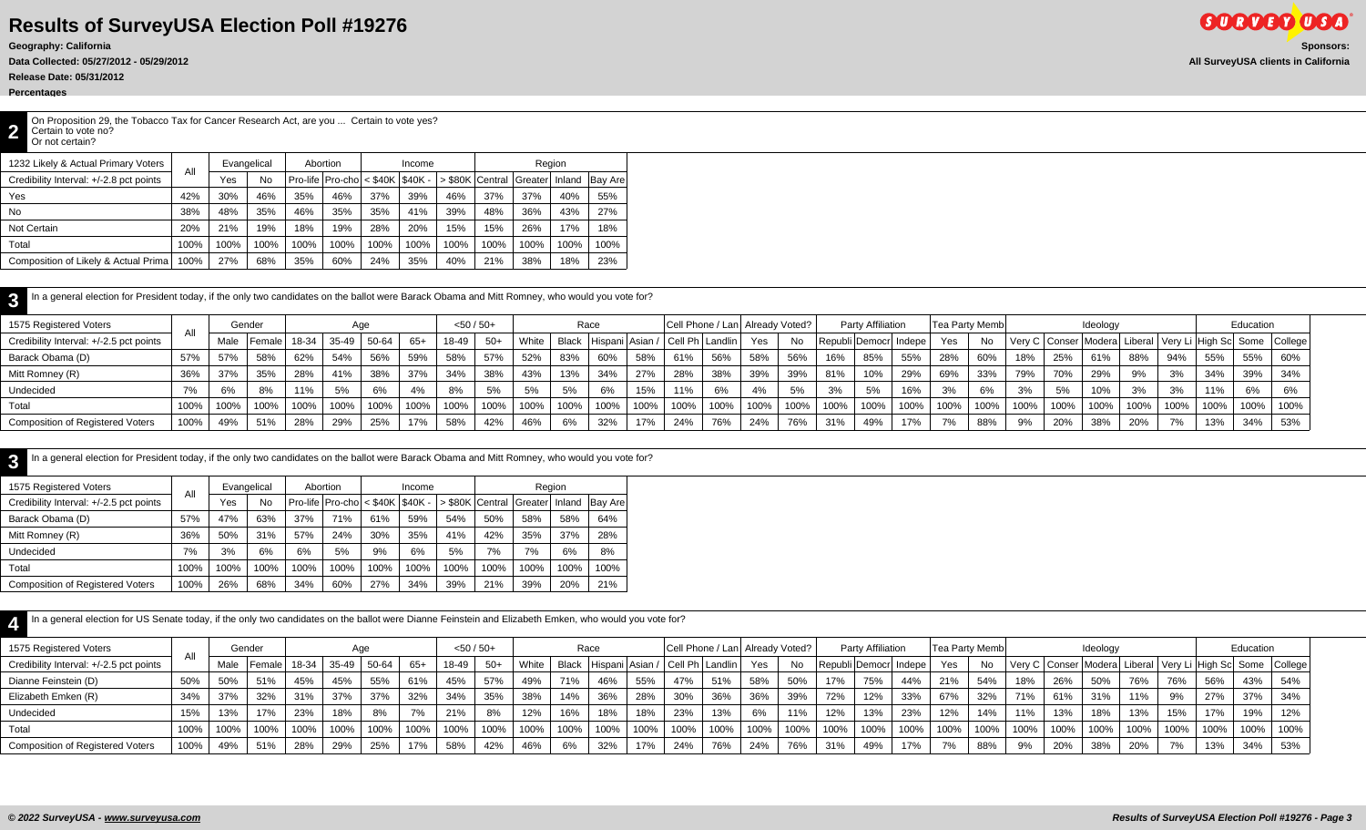# Results of SurveyUSA Election Poll #19276

**Geography: California**
**Data Collected: 05/27/2012 - 05/29/2012**
**Release Date: 05/31/2012**
**Percentages**

**Sponsors:**
**All SurveyUSA clients in California**

## 2

On Proposition 29, the Tobacco Tax for Cancer Research Act, are you ... Certain to vote yes? Certain to vote no? Or not certain?

| 1232 Likely & Actual Primary Voters | All | Evangelical | | Abortion | | Income | | | Region | | | |
|---|---|---|---|---|---|---|---|---|---|---|---|---|
| Credibility Interval: +/-2.8 pct points | | Yes | No | Pro-life | Pro-cho | < $40K | $40K - | > $80K | Central | Greater | Inland | Bay Are |
| Yes | 42% | 30% | 46% | 35% | 46% | 37% | 39% | 46% | 37% | 37% | 40% | 55% |
| No | 38% | 48% | 35% | 46% | 35% | 35% | 41% | 39% | 48% | 36% | 43% | 27% |
| Not Certain | 20% | 21% | 19% | 18% | 19% | 28% | 20% | 15% | 15% | 26% | 17% | 18% |
| Total | 100% | 100% | 100% | 100% | 100% | 100% | 100% | 100% | 100% | 100% | 100% | 100% |
| Composition of Likely & Actual Prima | 100% | 27% | 68% | 35% | 60% | 24% | 35% | 40% | 21% | 38% | 18% | 23% |

## 3

In a general election for President today, if the only two candidates on the ballot were Barack Obama and Mitt Romney, who would you vote for?

| 1575 Registered Voters | All | Gender | | Age | | | | <50 / 50+ | | Race | | | | Cell Phone / Lan | | Already Voted? | | Party Affiliation | | | Tea Party Memb | | Ideology | | | | | Education | | |
|---|---|---|---|---|---|---|---|---|---|---|---|---|---|---|---|---|---|---|---|---|---|---|---|---|---|---|---|---|---|---|
| Credibility Interval: +/-2.5 pct points | | Male | Female | 18-34 | 35-49 | 50-64 | 65+ | 18-49 | 50+ | White | Black | Hispani | Asian / | Cell Ph | Landlin | Yes | No | Republi | Democr | Indepe | Yes | No | Very C | Conser | Modera | Liberal | Very Li | High Sc | Some | College |
| Barack Obama (D) | 57% | 57% | 58% | 62% | 54% | 56% | 59% | 58% | 57% | 52% | 83% | 60% | 58% | 61% | 56% | 58% | 56% | 16% | 85% | 55% | 28% | 60% | 18% | 25% | 61% | 88% | 94% | 55% | 55% | 60% |
| Mitt Romney (R) | 36% | 37% | 35% | 28% | 41% | 38% | 37% | 34% | 38% | 43% | 13% | 34% | 27% | 28% | 38% | 39% | 39% | 81% | 10% | 29% | 69% | 33% | 79% | 70% | 29% | 9% | 3% | 34% | 39% | 34% |
| Undecided | 7% | 6% | 8% | 11% | 5% | 6% | 4% | 8% | 5% | 5% | 5% | 6% | 15% | 11% | 6% | 4% | 5% | 3% | 5% | 16% | 3% | 6% | 3% | 5% | 10% | 3% | 3% | 11% | 6% | 6% |
| Total | 100% | 100% | 100% | 100% | 100% | 100% | 100% | 100% | 100% | 100% | 100% | 100% | 100% | 100% | 100% | 100% | 100% | 100% | 100% | 100% | 100% | 100% | 100% | 100% | 100% | 100% | 100% | 100% | 100% | 100% |
| Composition of Registered Voters | 100% | 49% | 51% | 28% | 29% | 25% | 17% | 58% | 42% | 46% | 6% | 32% | 17% | 24% | 76% | 24% | 76% | 31% | 49% | 17% | 7% | 88% | 9% | 20% | 38% | 20% | 7% | 13% | 34% | 53% |

## 3

In a general election for President today, if the only two candidates on the ballot were Barack Obama and Mitt Romney, who would you vote for?

| 1575 Registered Voters | All | Evangelical | | Abortion | | Income | | | Region | | | |
|---|---|---|---|---|---|---|---|---|---|---|---|---|
| Credibility Interval: +/-2.5 pct points | | Yes | No | Pro-life | Pro-cho | < $40K | $40K - | > $80K | Central | Greater | Inland | Bay Are |
| Barack Obama (D) | 57% | 47% | 63% | 37% | 71% | 61% | 59% | 54% | 50% | 58% | 58% | 64% |
| Mitt Romney (R) | 36% | 50% | 31% | 57% | 24% | 30% | 35% | 41% | 42% | 35% | 37% | 28% |
| Undecided | 7% | 3% | 6% | 6% | 5% | 9% | 6% | 5% | 7% | 7% | 6% | 8% |
| Total | 100% | 100% | 100% | 100% | 100% | 100% | 100% | 100% | 100% | 100% | 100% | 100% |
| Composition of Registered Voters | 100% | 26% | 68% | 34% | 60% | 27% | 34% | 39% | 21% | 39% | 20% | 21% |

## 4

In a general election for US Senate today, if the only two candidates on the ballot were Dianne Feinstein and Elizabeth Emken, who would you vote for?

| 1575 Registered Voters | All | Gender | | Age | | | | <50 / 50+ | | Race | | | | Cell Phone / Lan | | Already Voted? | | Party Affiliation | | | Tea Party Memb | | Ideology | | | | | Education | | |
|---|---|---|---|---|---|---|---|---|---|---|---|---|---|---|---|---|---|---|---|---|---|---|---|---|---|---|---|---|---|---|
| Credibility Interval: +/-2.5 pct points | | Male | Female | 18-34 | 35-49 | 50-64 | 65+ | 18-49 | 50+ | White | Black | Hispani | Asian / | Cell Ph | Landlin | Yes | No | Republi | Democr | Indepe | Yes | No | Very C | Conser | Modera | Liberal | Very Li | High Sc | Some | College |
| Dianne Feinstein (D) | 50% | 50% | 51% | 45% | 45% | 55% | 61% | 45% | 57% | 49% | 71% | 46% | 55% | 47% | 51% | 58% | 50% | 17% | 75% | 44% | 21% | 54% | 18% | 26% | 50% | 76% | 76% | 56% | 43% | 54% |
| Elizabeth Emken (R) | 34% | 37% | 32% | 31% | 37% | 37% | 32% | 34% | 35% | 38% | 14% | 36% | 28% | 30% | 36% | 36% | 39% | 72% | 12% | 33% | 67% | 32% | 71% | 61% | 31% | 11% | 9% | 27% | 37% | 34% |
| Undecided | 15% | 13% | 17% | 23% | 18% | 8% | 7% | 21% | 8% | 12% | 16% | 18% | 18% | 23% | 13% | 6% | 11% | 12% | 13% | 23% | 12% | 14% | 11% | 13% | 18% | 13% | 15% | 17% | 19% | 12% |
| Total | 100% | 100% | 100% | 100% | 100% | 100% | 100% | 100% | 100% | 100% | 100% | 100% | 100% | 100% | 100% | 100% | 100% | 100% | 100% | 100% | 100% | 100% | 100% | 100% | 100% | 100% | 100% | 100% | 100% | 100% |
| Composition of Registered Voters | 100% | 49% | 51% | 28% | 29% | 25% | 17% | 58% | 42% | 46% | 6% | 32% | 17% | 24% | 76% | 24% | 76% | 31% | 49% | 17% | 7% | 88% | 9% | 20% | 38% | 20% | 7% | 13% | 34% | 53% |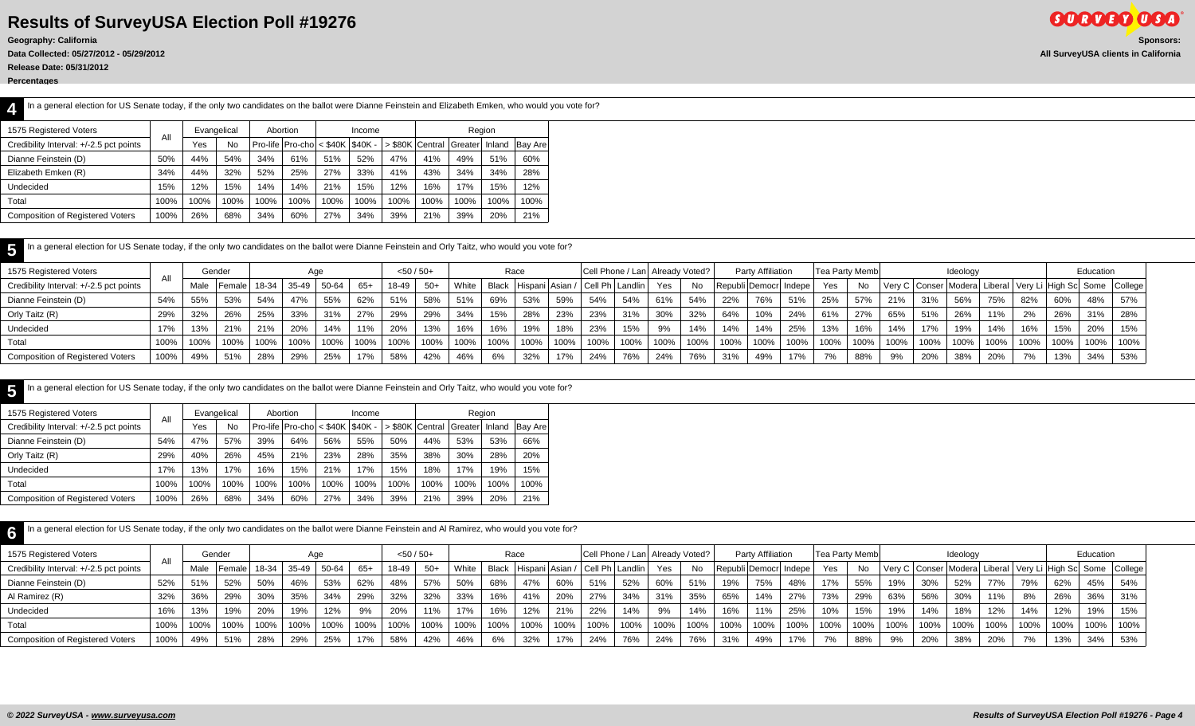# Results of SurveyUSA Election Poll #19276

**Geography: California**

**Data Collected: 05/27/2012 - 05/29/2012**

**Release Date: 05/31/2012**

**Percentages**

**Sponsors:**
**All SurveyUSA clients in California**

## 4

In a general election for US Senate today, if the only two candidates on the ballot were Dianne Feinstein and Elizabeth Emken, who would you vote for?

| 1575 Registered Voters | All | Evangelical | | Abortion | | Income | | | Region | | | |
|---|---|---|---|---|---|---|---|---|---|---|---|---|
| Credibility Interval: +/-2.5 pct points | | Yes | No | Pro-life | Pro-cho | < $40K | $40K - | > $80K | Central | Greater | Inland | Bay Are |
| Dianne Feinstein (D) | 50% | 44% | 54% | 34% | 61% | 51% | 52% | 47% | 41% | 49% | 51% | 60% |
| Elizabeth Emken (R) | 34% | 44% | 32% | 52% | 25% | 27% | 33% | 41% | 43% | 34% | 34% | 28% |
| Undecided | 15% | 12% | 15% | 14% | 14% | 21% | 15% | 12% | 16% | 17% | 15% | 12% |
| Total | 100% | 100% | 100% | 100% | 100% | 100% | 100% | 100% | 100% | 100% | 100% | 100% |
| Composition of Registered Voters | 100% | 26% | 68% | 34% | 60% | 27% | 34% | 39% | 21% | 39% | 20% | 21% |

## 5

In a general election for US Senate today, if the only two candidates on the ballot were Dianne Feinstein and Orly Taitz, who would you vote for?

| 1575 Registered Voters | All | Gender | | Age | | | | <50 / 50+ | | Race | | | | Cell Phone / Lan | | Already Voted? | | Party Affiliation | | | Tea Party Memb | | Ideology | | | | | Education | | |
|---|---|---|---|---|---|---|---|---|---|---|---|---|---|---|---|---|---|---|---|---|---|---|---|---|---|---|---|---|---|---|
| Credibility Interval: +/-2.5 pct points | | Male | Female | 18-34 | 35-49 | 50-64 | 65+ | 18-49 | 50+ | White | Black | Hispani | Asian / | Cell Ph | Landlin | Yes | No | Republi | Democr | Indepe | Yes | No | Very C | Conser | Modera | Liberal | Very Li | High Sc | Some | College |
| Dianne Feinstein (D) | 54% | 55% | 53% | 54% | 47% | 55% | 62% | 51% | 58% | 51% | 69% | 53% | 59% | 54% | 54% | 61% | 54% | 22% | 76% | 51% | 25% | 57% | 21% | 31% | 56% | 75% | 82% | 60% | 48% | 57% |
| Orly Taitz (R) | 29% | 32% | 26% | 25% | 33% | 31% | 27% | 29% | 29% | 34% | 15% | 28% | 23% | 23% | 31% | 30% | 32% | 64% | 10% | 24% | 61% | 27% | 65% | 51% | 26% | 11% | 2% | 26% | 31% | 28% |
| Undecided | 17% | 13% | 21% | 21% | 20% | 14% | 11% | 20% | 13% | 16% | 16% | 19% | 18% | 23% | 15% | 9% | 14% | 14% | 14% | 25% | 13% | 16% | 14% | 17% | 19% | 14% | 16% | 15% | 20% | 15% |
| Total | 100% | 100% | 100% | 100% | 100% | 100% | 100% | 100% | 100% | 100% | 100% | 100% | 100% | 100% | 100% | 100% | 100% | 100% | 100% | 100% | 100% | 100% | 100% | 100% | 100% | 100% | 100% | 100% | 100% | 100% |
| Composition of Registered Voters | 100% | 49% | 51% | 28% | 29% | 25% | 17% | 58% | 42% | 46% | 6% | 32% | 17% | 24% | 76% | 24% | 76% | 31% | 49% | 17% | 7% | 88% | 9% | 20% | 38% | 20% | 7% | 13% | 34% | 53% |

## 5

In a general election for US Senate today, if the only two candidates on the ballot were Dianne Feinstein and Orly Taitz, who would you vote for?

| 1575 Registered Voters | All | Evangelical | | Abortion | | Income | | | Region | | | |
|---|---|---|---|---|---|---|---|---|---|---|---|---|
| Credibility Interval: +/-2.5 pct points | | Yes | No | Pro-life | Pro-cho | < $40K | $40K - | > $80K | Central | Greater | Inland | Bay Are |
| Dianne Feinstein (D) | 54% | 47% | 57% | 39% | 64% | 56% | 55% | 50% | 44% | 53% | 53% | 66% |
| Orly Taitz (R) | 29% | 40% | 26% | 45% | 21% | 23% | 28% | 35% | 38% | 30% | 28% | 20% |
| Undecided | 17% | 13% | 17% | 16% | 15% | 21% | 17% | 15% | 18% | 17% | 19% | 15% |
| Total | 100% | 100% | 100% | 100% | 100% | 100% | 100% | 100% | 100% | 100% | 100% | 100% |
| Composition of Registered Voters | 100% | 26% | 68% | 34% | 60% | 27% | 34% | 39% | 21% | 39% | 20% | 21% |

## 6

In a general election for US Senate today, if the only two candidates on the ballot were Dianne Feinstein and Al Ramirez, who would you vote for?

| 1575 Registered Voters | All | Gender | | Age | | | | <50 / 50+ | | Race | | | | Cell Phone / Lan | | Already Voted? | | Party Affiliation | | | Tea Party Memb | | Ideology | | | | | Education | | |
|---|---|---|---|---|---|---|---|---|---|---|---|---|---|---|---|---|---|---|---|---|---|---|---|---|---|---|---|---|---|---|
| Credibility Interval: +/-2.5 pct points | | Male | Female | 18-34 | 35-49 | 50-64 | 65+ | 18-49 | 50+ | White | Black | Hispani | Asian / | Cell Ph | Landlin | Yes | No | Republi | Democr | Indepe | Yes | No | Very C | Conser | Modera | Liberal | Very Li | High Sc | Some | College |
| Dianne Feinstein (D) | 52% | 51% | 52% | 50% | 46% | 53% | 62% | 48% | 57% | 50% | 68% | 47% | 60% | 51% | 52% | 60% | 51% | 19% | 75% | 48% | 17% | 55% | 19% | 30% | 52% | 77% | 79% | 62% | 45% | 54% |
| Al Ramirez (R) | 32% | 36% | 29% | 30% | 35% | 34% | 29% | 32% | 32% | 33% | 16% | 41% | 20% | 27% | 34% | 31% | 35% | 65% | 14% | 27% | 73% | 29% | 63% | 56% | 30% | 11% | 8% | 26% | 36% | 31% |
| Undecided | 16% | 13% | 19% | 20% | 19% | 12% | 9% | 20% | 11% | 17% | 16% | 12% | 21% | 22% | 14% | 9% | 14% | 16% | 11% | 25% | 10% | 15% | 19% | 14% | 18% | 12% | 14% | 12% | 19% | 15% |
| Total | 100% | 100% | 100% | 100% | 100% | 100% | 100% | 100% | 100% | 100% | 100% | 100% | 100% | 100% | 100% | 100% | 100% | 100% | 100% | 100% | 100% | 100% | 100% | 100% | 100% | 100% | 100% | 100% | 100% | 100% |
| Composition of Registered Voters | 100% | 49% | 51% | 28% | 29% | 25% | 17% | 58% | 42% | 46% | 6% | 32% | 17% | 24% | 76% | 24% | 76% | 31% | 49% | 17% | 7% | 88% | 9% | 20% | 38% | 20% | 7% | 13% | 34% | 53% |

*© 2022 SurveyUSA - www.surveyusa.com*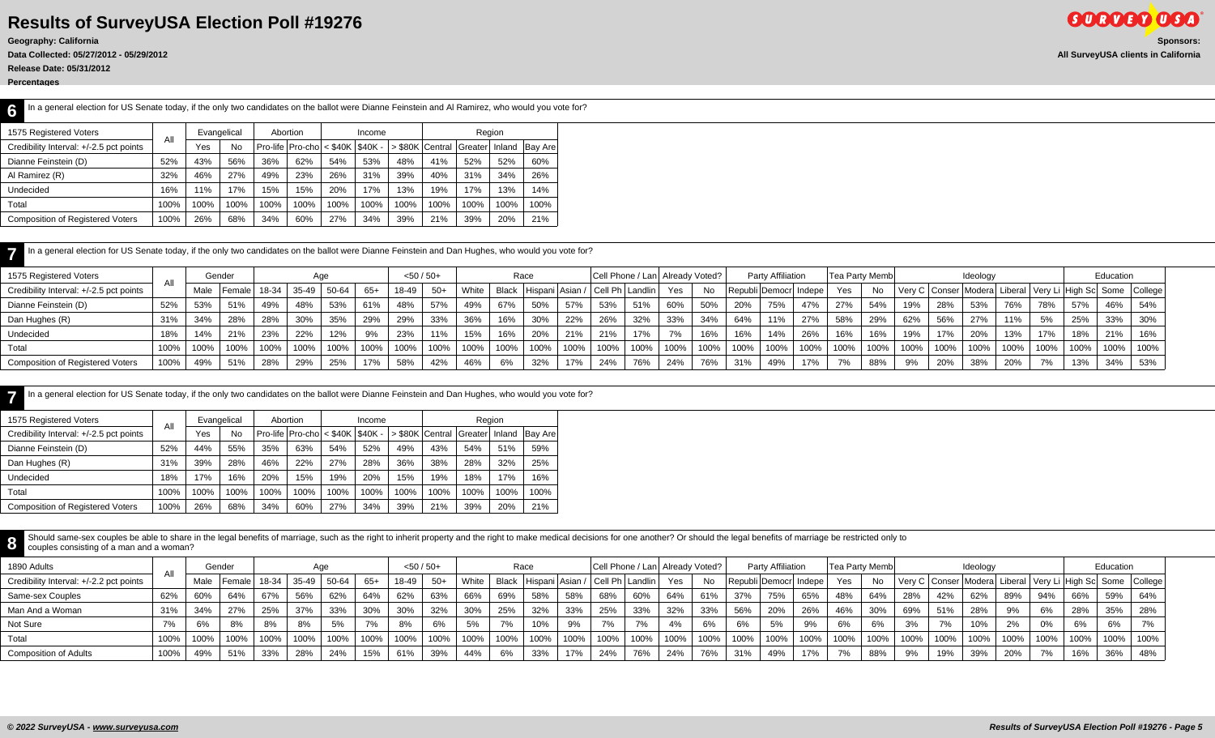# Results of SurveyUSA Election Poll #19276

**Geography: California**

**Data Collected: 05/27/2012 - 05/29/2012**

**Release Date: 05/31/2012**

**Percentages**

**Sponsors:**

**All SurveyUSA clients in California**

## 6

In a general election for US Senate today, if the only two candidates on the ballot were Dianne Feinstein and Al Ramirez, who would you vote for?

| 1575 Registered Voters | All | Evangelical | | Abortion | | Income | | | Region | | | |
|---|---|---|---|---|---|---|---|---|---|---|---|---|
| Credibility Interval: +/-2.5 pct points | | Yes | No | Pro-life | Pro-cho | < $40K | $40K - | > $80K | Central | Greater | Inland | Bay Are |
| Dianne Feinstein (D) | 52% | 43% | 56% | 36% | 62% | 54% | 53% | 48% | 41% | 52% | 52% | 60% |
| Al Ramirez (R) | 32% | 46% | 27% | 49% | 23% | 26% | 31% | 39% | 40% | 31% | 34% | 26% |
| Undecided | 16% | 11% | 17% | 15% | 15% | 20% | 17% | 13% | 19% | 17% | 13% | 14% |
| Total | 100% | 100% | 100% | 100% | 100% | 100% | 100% | 100% | 100% | 100% | 100% | 100% |
| Composition of Registered Voters | 100% | 26% | 68% | 34% | 60% | 27% | 34% | 39% | 21% | 39% | 20% | 21% |

## 7

In a general election for US Senate today, if the only two candidates on the ballot were Dianne Feinstein and Dan Hughes, who would you vote for?

| 1575 Registered Voters | All | Gender | | Age | | | | <50 / 50+ | | Race | | | | Cell Phone / Lan | | Already Voted? | | Party Affiliation | | | Tea Party Memb | | Ideology | | | | | Education | | |
|---|---|---|---|---|---|---|---|---|---|---|---|---|---|---|---|---|---|---|---|---|---|---|---|---|---|---|---|---|---|---|
| Credibility Interval: +/-2.5 pct points | | Male | Female | 18-34 | 35-49 | 50-64 | 65+ | 18-49 | 50+ | White | Black | Hispani | Asian / | Cell Ph | Landlin | Yes | No | Republi | Democr | Indepe | Yes | No | Very C | Conser | Modera | Liberal | Very Li | High Sc | Some | College |
| Dianne Feinstein (D) | 52% | 53% | 51% | 49% | 48% | 53% | 61% | 48% | 57% | 49% | 67% | 50% | 57% | 53% | 51% | 60% | 50% | 20% | 75% | 47% | 27% | 54% | 19% | 28% | 53% | 76% | 78% | 57% | 46% | 54% |
| Dan Hughes (R) | 31% | 34% | 28% | 28% | 30% | 35% | 29% | 29% | 33% | 36% | 16% | 30% | 22% | 26% | 32% | 33% | 34% | 64% | 11% | 27% | 58% | 29% | 62% | 56% | 27% | 11% | 5% | 25% | 33% | 30% |
| Undecided | 18% | 14% | 21% | 23% | 22% | 12% | 9% | 23% | 11% | 15% | 16% | 20% | 21% | 21% | 17% | 7% | 16% | 16% | 14% | 26% | 16% | 16% | 19% | 17% | 20% | 13% | 17% | 18% | 21% | 16% |
| Total | 100% | 100% | 100% | 100% | 100% | 100% | 100% | 100% | 100% | 100% | 100% | 100% | 100% | 100% | 100% | 100% | 100% | 100% | 100% | 100% | 100% | 100% | 100% | 100% | 100% | 100% | 100% | 100% | 100% | 100% |
| Composition of Registered Voters | 100% | 49% | 51% | 28% | 29% | 25% | 17% | 58% | 42% | 46% | 6% | 32% | 17% | 24% | 76% | 24% | 76% | 31% | 49% | 17% | 7% | 88% | 9% | 20% | 38% | 20% | 7% | 13% | 34% | 53% |

## 7

In a general election for US Senate today, if the only two candidates on the ballot were Dianne Feinstein and Dan Hughes, who would you vote for?

| 1575 Registered Voters | All | Evangelical | | Abortion | | Income | | | Region | | | |
|---|---|---|---|---|---|---|---|---|---|---|---|---|
| Credibility Interval: +/-2.5 pct points | | Yes | No | Pro-life | Pro-cho | < $40K | $40K - | > $80K | Central | Greater | Inland | Bay Are |
| Dianne Feinstein (D) | 52% | 44% | 55% | 35% | 63% | 54% | 52% | 49% | 43% | 54% | 51% | 59% |
| Dan Hughes (R) | 31% | 39% | 28% | 46% | 22% | 27% | 28% | 36% | 38% | 28% | 32% | 25% |
| Undecided | 18% | 17% | 16% | 20% | 15% | 19% | 20% | 15% | 19% | 18% | 17% | 16% |
| Total | 100% | 100% | 100% | 100% | 100% | 100% | 100% | 100% | 100% | 100% | 100% | 100% |
| Composition of Registered Voters | 100% | 26% | 68% | 34% | 60% | 27% | 34% | 39% | 21% | 39% | 20% | 21% |

## 8

Should same-sex couples be able to share in the legal benefits of marriage, such as the right to inherit property and the right to make medical decisions for one another? Or should the legal benefits of marriage be restricted only to couples consisting of a man and a woman?

| 1890 Adults | All | Gender | | Age | | | | <50 / 50+ | | Race | | | | Cell Phone / Lan | | Already Voted? | | Party Affiliation | | | Tea Party Memb | | Ideology | | | | | Education | | |
|---|---|---|---|---|---|---|---|---|---|---|---|---|---|---|---|---|---|---|---|---|---|---|---|---|---|---|---|---|---|---|
| Credibility Interval: +/-2.2 pct points | | Male | Female | 18-34 | 35-49 | 50-64 | 65+ | 18-49 | 50+ | White | Black | Hispani | Asian / | Cell Ph | Landlin | Yes | No | Republi | Democr | Indepe | Yes | No | Very C | Conser | Modera | Liberal | Very Li | High Sc | Some | College |
| Same-sex Couples | 62% | 60% | 64% | 67% | 56% | 62% | 64% | 62% | 63% | 66% | 69% | 58% | 58% | 68% | 60% | 64% | 61% | 37% | 75% | 65% | 48% | 64% | 28% | 42% | 62% | 89% | 94% | 66% | 59% | 64% |
| Man And a Woman | 31% | 34% | 27% | 25% | 37% | 33% | 30% | 30% | 32% | 30% | 25% | 32% | 33% | 25% | 33% | 32% | 33% | 56% | 20% | 26% | 46% | 30% | 69% | 51% | 28% | 9% | 6% | 28% | 35% | 28% |
| Not Sure | 7% | 6% | 8% | 8% | 8% | 5% | 7% | 8% | 6% | 5% | 7% | 10% | 9% | 7% | 7% | 4% | 6% | 6% | 5% | 9% | 6% | 6% | 3% | 7% | 10% | 2% | 0% | 6% | 6% | 7% |
| Total | 100% | 100% | 100% | 100% | 100% | 100% | 100% | 100% | 100% | 100% | 100% | 100% | 100% | 100% | 100% | 100% | 100% | 100% | 100% | 100% | 100% | 100% | 100% | 100% | 100% | 100% | 100% | 100% | 100% | 100% |
| Composition of Adults | 100% | 49% | 51% | 33% | 28% | 24% | 15% | 61% | 39% | 44% | 6% | 33% | 17% | 24% | 76% | 24% | 76% | 31% | 49% | 17% | 7% | 88% | 9% | 19% | 39% | 20% | 7% | 16% | 36% | 48% |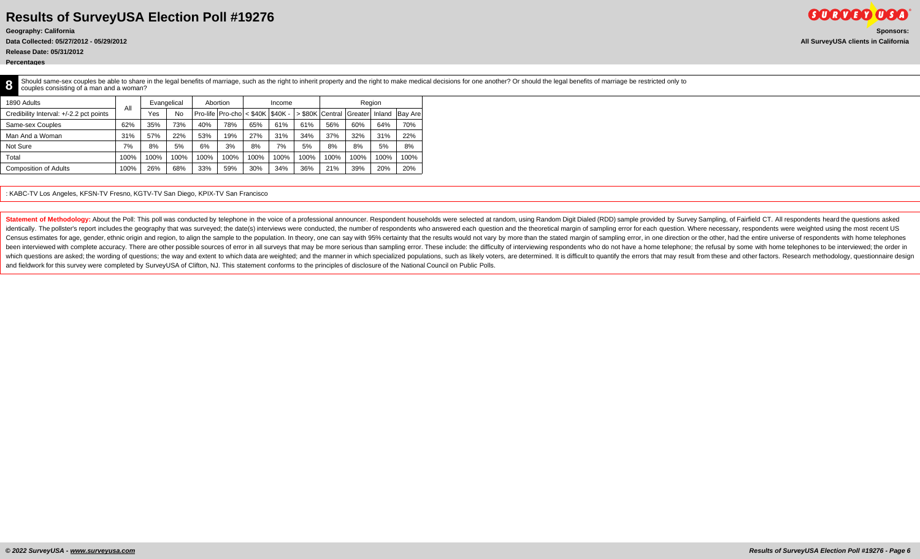# Results of SurveyUSA Election Poll #19276

**Geography: California**

**Data Collected: 05/27/2012 - 05/29/2012**

**Release Date: 05/31/2012**

**Percentages**

**Sponsors:**

**All SurveyUSA clients in California**

**8** Should same-sex couples be able to share in the legal benefits of marriage, such as the right to inherit property and the right to make medical decisions for one another? Or should the legal benefits of marriage be restricted only to couples consisting of a man and a woman?

| 1890 Adults | All | Evangelical | | Abortion | | Income | | | Region | | | |
|---|---|---|---|---|---|---|---|---|---|---|---|---|
| Credibility Interval: +/-2.2 pct points | | Yes | No | Pro-life | Pro-cho | < $40K | $40K - | > $80K | Central | Greater | Inland | Bay Are |
| Same-sex Couples | 62% | 35% | 73% | 40% | 78% | 65% | 61% | 61% | 56% | 60% | 64% | 70% |
| Man And a Woman | 31% | 57% | 22% | 53% | 19% | 27% | 31% | 34% | 37% | 32% | 31% | 22% |
| Not Sure | 7% | 8% | 5% | 6% | 3% | 8% | 7% | 5% | 8% | 8% | 5% | 8% |
| Total | 100% | 100% | 100% | 100% | 100% | 100% | 100% | 100% | 100% | 100% | 100% | 100% |
| Composition of Adults | 100% | 26% | 68% | 33% | 59% | 30% | 34% | 36% | 21% | 39% | 20% | 20% |

: KABC-TV Los Angeles, KFSN-TV Fresno, KGTV-TV San Diego, KPIX-TV San Francisco

**Statement of Methodology:** About the Poll: This poll was conducted by telephone in the voice of a professional announcer. Respondent households were selected at random, using Random Digit Dialed (RDD) sample provided by Survey Sampling, of Fairfield CT. All respondents heard the questions asked identically. The pollster's report includes the geography that was surveyed; the date(s) interviews were conducted, the number of respondents who answered each question and the theoretical margin of sampling error for each question. Where necessary, respondents were weighted using the most recent US Census estimates for age, gender, ethnic origin and region, to align the sample to the population. In theory, one can say with 95% certainty that the results would not vary by more than the stated margin of sampling error, in one direction or the other, had the entire universe of respondents with home telephones been interviewed with complete accuracy. There are other possible sources of error in all surveys that may be more serious than sampling error. These include: the difficulty of interviewing respondents who do not have a home telephone; the refusal by some with home telephones to be interviewed; the order in which questions are asked; the wording of questions; the way and extent to which data are weighted; and the manner in which specialized populations, such as likely voters, are determined. It is difficult to quantify the errors that may result from these and other factors. Research methodology, questionnaire design and fieldwork for this survey were completed by SurveyUSA of Clifton, NJ. This statement conforms to the principles of disclosure of the National Council on Public Polls.